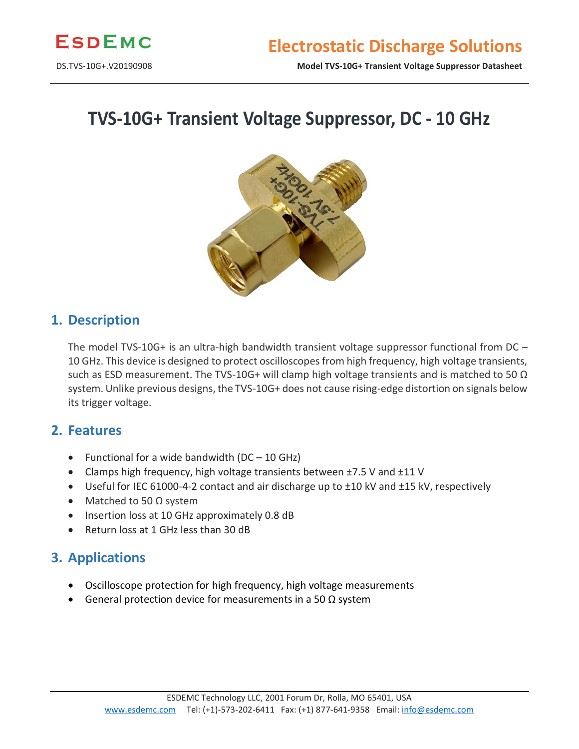# TVS-10G+ Transient Voltage Suppressor, DC - 10 GHz

## 1. Description

The model TVS-10G+ is an ultra-high bandwidth transient voltage suppressor functional from DC – 10 GHz. This device is designed to protect oscilloscopes from high frequency, high voltage transients, such as ESD measurement. The TVS-10G+ will clamp high voltage transients and is matched to 50 Ω system. Unlike previous designs, the TVS-10G+ does not cause rising-edge distortion on signals below its trigger voltage.

## 2. Features

- Functional for a wide bandwidth (DC – 10 GHz)
- Clamps high frequency, high voltage transients between ±7.5 V and ±11 V
- Useful for IEC 61000-4-2 contact and air discharge up to ±10 kV and ±15 kV, respectively
- Matched to 50 Ω system
- Insertion loss at 10 GHz approximately 0.8 dB
- Return loss at 1 GHz less than 30 dB

## 3. Applications

- Oscilloscope protection for high frequency, high voltage measurements
- General protection device for measurements in a 50 Ω system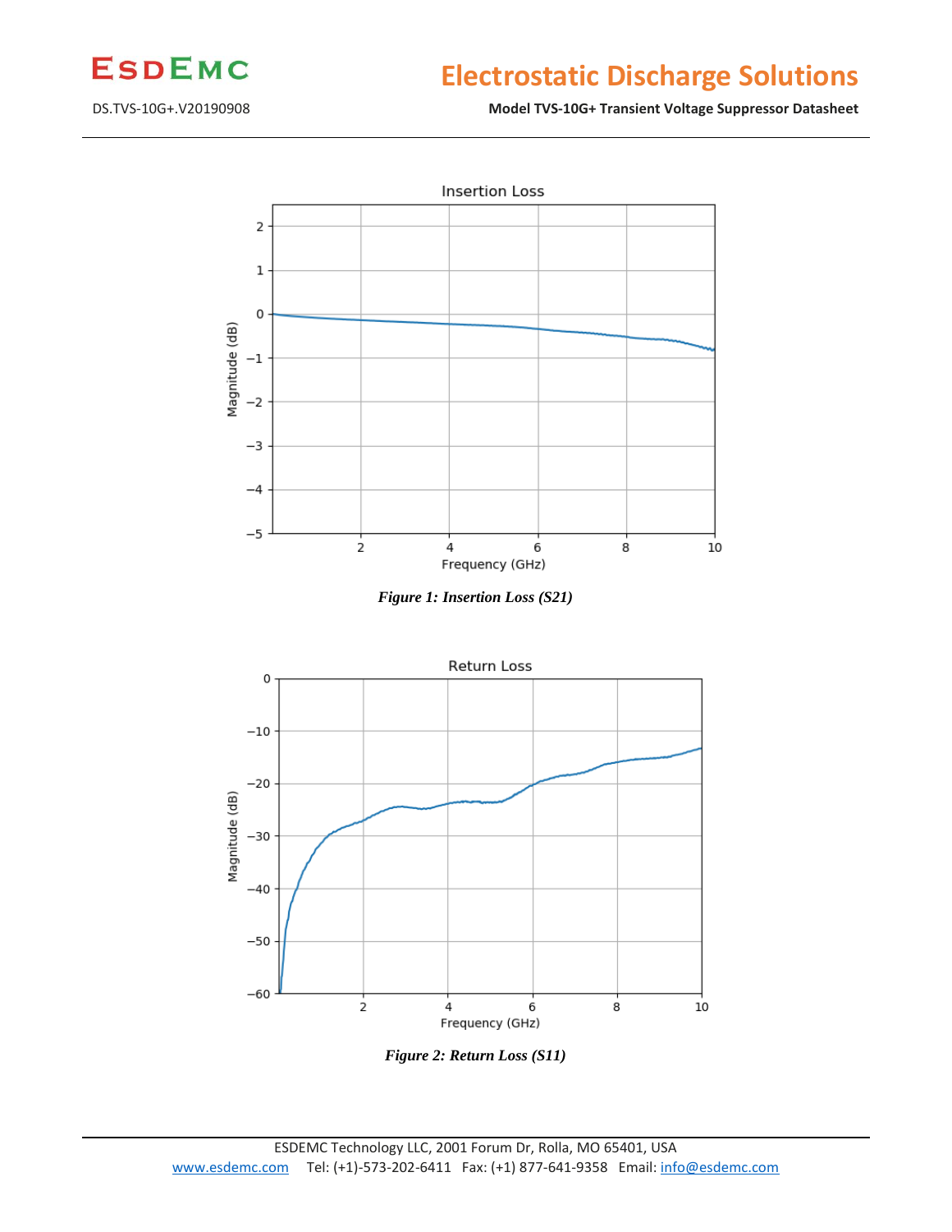*Figure 1: Insertion Loss (S21)*

*Figure 2: Return Loss (S11)*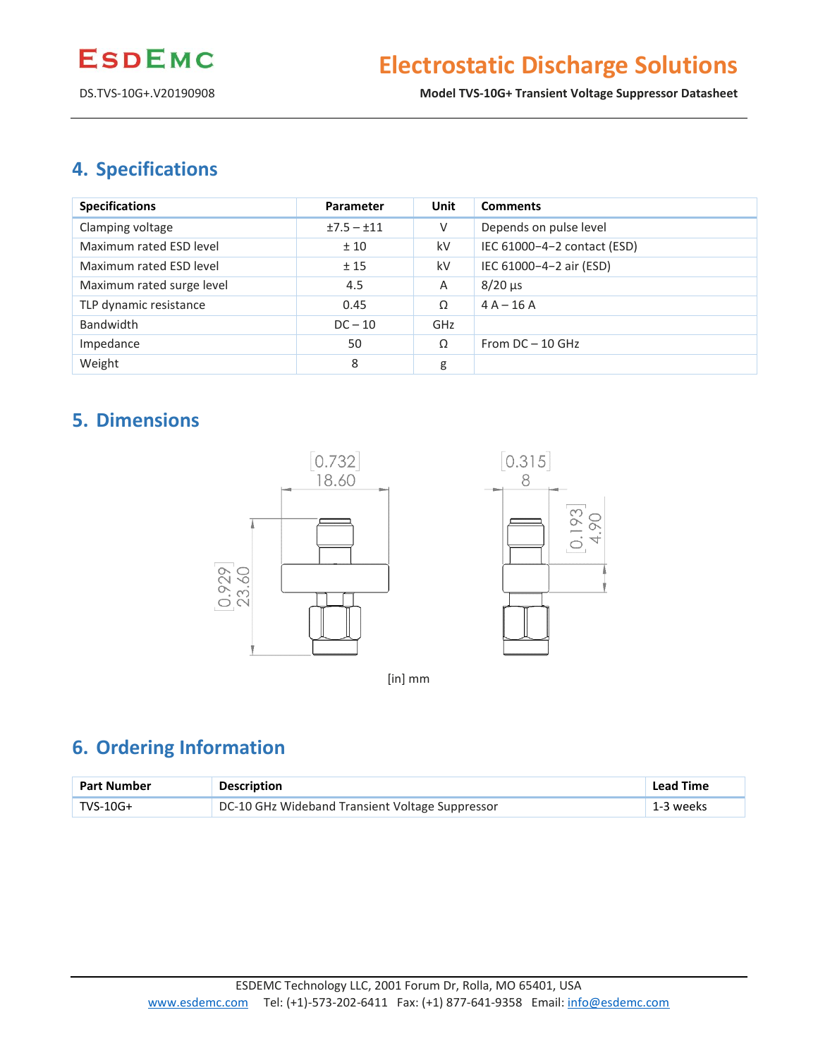## 4. Specifications

| Specifications | Parameter | Unit | Comments |
|---|---|---|---|
| Clamping voltage | ±7.5 – ±11 | V | Depends on pulse level |
| Maximum rated ESD level | ± 10 | kV | IEC 61000−4−2 contact (ESD) |
| Maximum rated ESD level | ± 15 | kV | IEC 61000−4−2 air (ESD) |
| Maximum rated surge level | 4.5 | A | 8/20 µs |
| TLP dynamic resistance | 0.45 | Ω | 4 A – 16 A |
| Bandwidth | DC – 10 | GHz | |
| Impedance | 50 | Ω | From DC – 10 GHz |
| Weight | 8 | g | |

## 5. Dimensions

[0.732]
18.60

[0.315]
8

[0.929]
23.60

[0.193]
4.90

[in] mm

## 6. Ordering Information

| Part Number | Description | Lead Time |
|---|---|---|
| TVS-10G+ | DC-10 GHz Wideband Transient Voltage Suppressor | 1-3 weeks |